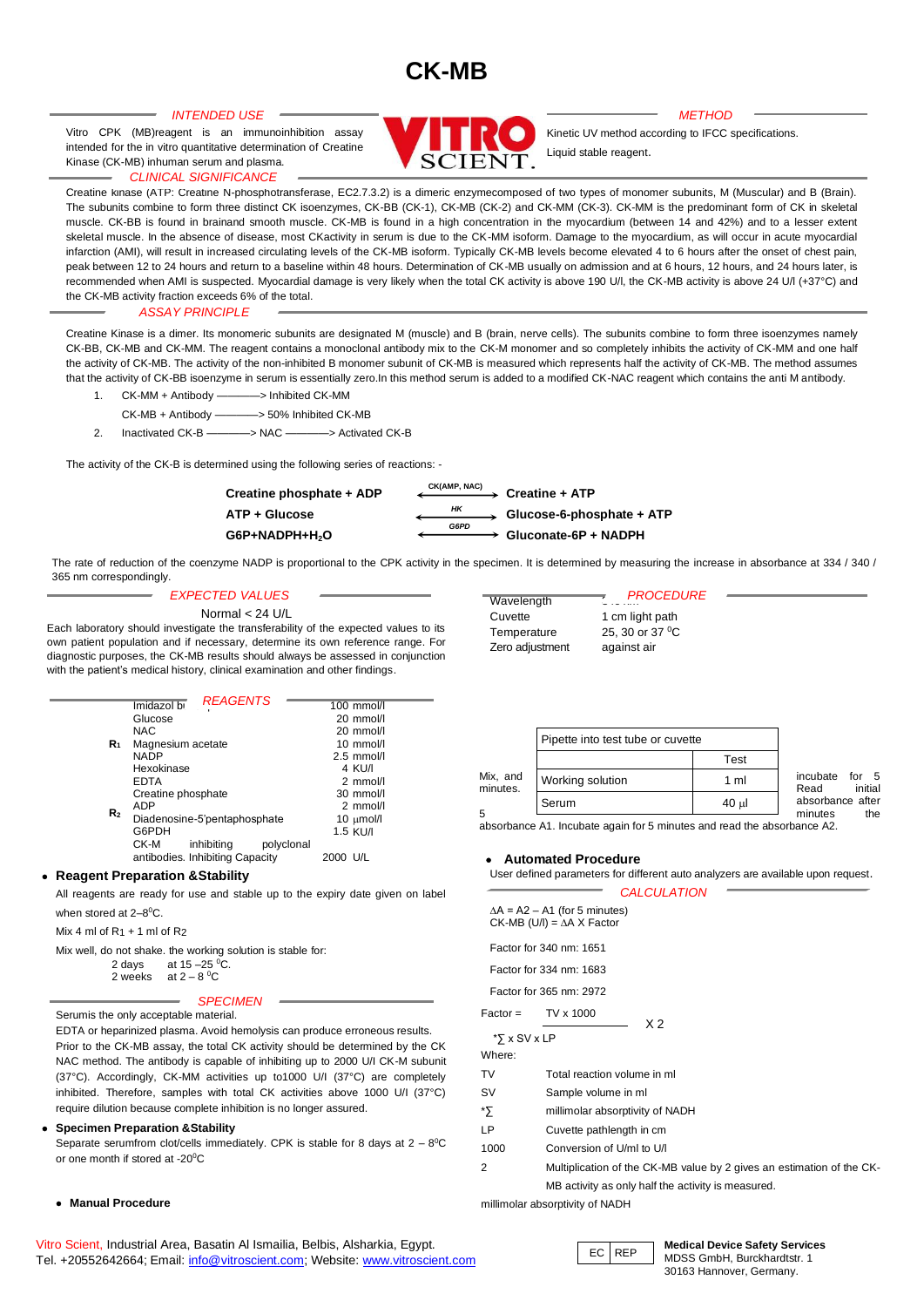# CK-MB

## INTENDED USE

Vitro CPK (MB)reagent is an immunoinhibition assay intended for the in vitro quantitative determination of Creatine Kinase (CK-MB) inhuman serum and plasma.

## METHOD

Kinetic UV method according to IFCC specifications.

Liquid stable reagent.

## CLINICAL SIGNIFICANCE

Creatine kinase (ATP: Creatine N-phosphotransferase, EC2.7.3.2) is a dimeric enzymecomposed of two types of monomer subunits, M (Muscular) and B (Brain). The subunits combine to form three distinct CK isozenymes, CK-BB (CK-1), CK-MB (CK-2) and CK-MM (CK-3). CK-MM is the predominant form of CK in skeletal muscle. CK-BB is found in brainand smooth muscle. CK-MB is found in a high concentration in the myocardium (between 14 and 42%) and to a lesser extent skeletal muscle. In the absence of disease, most CKactivity in serum is due to the CK-MM isoform. Damage to the myocardium, as will occur in acute myocardial infarction (AMI), will result in increased circulating levels of the CK-MB isoform. Typically CK-MB levels become elevated 4 to 6 hours after the onset of chest pain, peak between 12 to 24 hours and return to a baseline within 48 hours. Determination of CK-MB usually on admission and at 6 hours, 12 hours, and 24 hours later, is recommended when AMI is suspected. Myocardial damage is very likely when the total CK activity is above 190 U/l, the CK-MB activity is above 24 U/l (+37°C) and the CK-MB activity fraction exceeds 6% of the total.

## ASSAY PRINCIPLE

Creatine Kinase is a dimer. Its monomeric subunits are designated M (muscle) and B (brain, nerve cells). The subunits combine to form three isoenzymes namely CK-BB, CK-MB and CK-MM. The reagent contains a monoclonal antibody mix to the CK-M monomer and so completely inhibits the activity of CK-MM and one half the activity of CK-MB. The activity of the non-inhibited B monomer subunit of CK-MB is measured which represents half the activity of CK-MB. The method assumes that the activity of CK-BB isoenzyme in serum is essentially zero.In this method serum is added to a modified CK-NAC reagent which contains the anti M antibody.

1. CK-MM + Antibody ————> Inhibited CK-MM

   CK-MB + Antibody ————> 50% Inhibited CK-MB
2. Inactivated CK-B ————> NAC ————> Activated CK-B

The activity of the CK-B is determined using the following series of reactions: -

$$\text{Creatine phosphate + ADP} \xrightarrow{CK(AMP,\ NAC)} \text{Creatine + ATP}$$

$$\text{ATP + Glucose} \xrightarrow{HK} \text{Glucose-6-phosphate + ATP}$$

$$\text{G6P+NADPH+}H_2O \xrightarrow{G6PD} \text{Gluconate-6P + NADPH}$$

The rate of reduction of the coenzyme NADP is proportional to the CPK activity in the specimen. It is determined by measuring the increase in absorbance at 334 / 340 / 365 nm correspondingly.

## EXPECTED VALUES

Normal < 24 U/L

Each laboratory should investigate the transferability of the expected values to its own patient population and if necessary, determine its own reference range. For diagnostic purposes, the CK-MB results should always be assessed in conjunction with the patient's medical history, clinical examination and other findings.

## REAGENTS

| | | |
|---|---|---|
| R1 | Imidazol br | 100 mmol/l |
| | Glucose | 20 mmol/l |
| | NAC | 20 mmol/l |
| | Magnesium acetate | 10 mmol/l |
| | NADP | 2.5 mmol/l |
| | Hexokinase | 4 KU/l |
| | EDTA | 2 mmol/l |
| R2 | Creatine phosphate | 30 mmol/l |
| | ADP | 2 mmol/l |
| | Diadenosine-5'pentaphosphate | 10 µmol/l |
| | G6PDH | 1.5 KU/l |
| | CK-M inhibiting polyclonal antibodies. Inhibiting Capacity | 2000 U/L |

- **Reagent Preparation &Stability**

All reagents are ready for use and stable up to the expiry date given on label when stored at 2–8°C.

Mix 4 ml of R1 + 1 ml of R2

Mix well, do not shake. the working solution is stable for:

2 days at 15 –25 °C.
2 weeks at 2 – 8 °C

## SPECIMEN

Serumis the only acceptable material.

EDTA or heparinized plasma. Avoid hemolysis can produce erroneous results.

Prior to the CK-MB assay, the total CK activity should be determined by the CK NAC method. The antibody is capable of inhibiting up to 2000 U/l CK-M subunit (37°C). Accordingly, CK-MM activities up to1000 U/l (37°C) are completely inhibited. Therefore, samples with total CK activities above 1000 U/l (37°C) require dilution because complete inhibition is no longer assured.

- **Specimen Preparation &Stability**

Separate serum from clot/cells immediately. CPK is stable for 8 days at 2 – 8°C or one month if stored at -20°C

- **Manual Procedure**

## PROCEDURE

| | |
|---|---|
| Wavelength | 340 nm |
| Cuvette | 1 cm light path |
| Temperature | 25, 30 or 37 °C |
| Zero adjustment | against air |

| Pipette into test tube or cuvette | |
|---|---|
| | Test |
| Working solution | 1 ml |
| Serum | 40 µl |

Mix, and incubate for 5 minutes. Read initial absorbance after 5 minutes the absorbance A1. Incubate again for 5 minutes and read the absorbance A2.

- **Automated Procedure**

User defined parameters for different auto analyzers are available upon request.

## CALCULATION

ΔA = A2 – A1 (for 5 minutes)
CK-MB (U/l) = ΔA X Factor

Factor for 340 nm: 1651

Factor for 334 nm: 1683

Factor for 365 nm: 2972

$$\text{Factor} = \frac{TV \times 1000}{{}^{*}\sum \times SV \times LP} \times 2$$

Where:

| | |
|---|---|
| TV | Total reaction volume in ml |
| SV | Sample volume in ml |
| *∑ | millimolar absorptivity of NADH |
| LP | Cuvette pathlength in cm |
| 1000 | Conversion of U/ml to U/l |
| 2 | Multiplication of the CK-MB value by 2 gives an estimation of the CK-MB activity as only half the activity is measured. |

millimolar absorptivity of NADH

Vitro Scient, Industrial Area, Basatin Al Ismailia, Belbis, Alsharkia, Egypt.
Tel. +20552642664; Email: info@vitroscient.com; Website: www.vitroscient.com

EC REP **Medical Device Safety Services**
MDSS GmbH, Burckhardtstr. 1
30163 Hannover, Germany.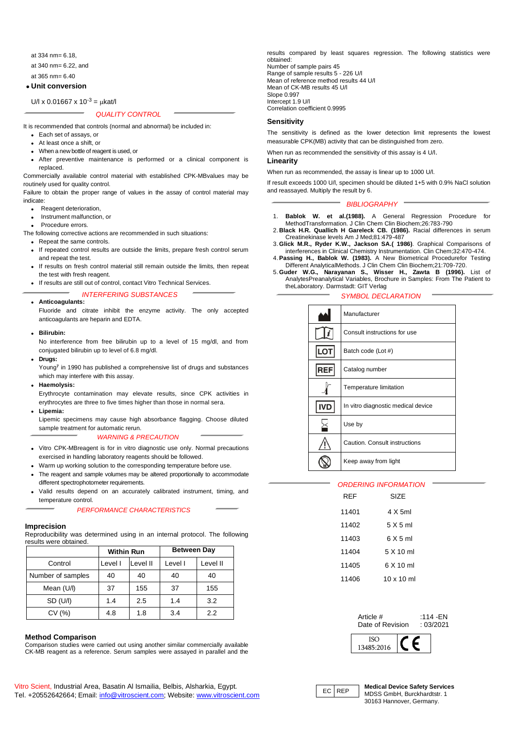at 334 nm= 6.18,

at 340 nm= 6.22, and

at 365 nm= 6.40

- **Unit conversion**

U/l x 0.01667 x $10^{-3}$ = µkat/l

## QUALITY CONTROL

It is recommended that controls (normal and abnormal) be included in:

- Each set of assays, or
- At least once a shift, or
- When a new bottle of reagent is used, or
- After preventive maintenance is performed or a clinical component is replaced.

Commercially available control material with established CPK-MBvalues may be routinely used for quality control.

Failure to obtain the proper range of values in the assay of control material may indicate:

- Reagent deterioration,
- Instrument malfunction, or
- Procedure errors.

The following corrective actions are recommended in such situations:

- Repeat the same controls.
- If repeated control results are outside the limits, prepare fresh control serum and repeat the test.
- If results on fresh control material still remain outside the limits, then repeat the test with fresh reagent.
- If results are still out of control, contact Vitro Technical Services.

## INTERFERING SUBSTANCES

- **Anticoagulants:**
  Fluoride and citrate inhibit the enzyme activity. The only accepted anticoagulants are heparin and EDTA.
- **Bilirubin:**
  No interference from free bilirubin up to a level of 15 mg/dl, and from conjugated bilirubin up to level of 6.8 mg/dl.
- **Drugs:**
  Young[7] in 1990 has published a comprehensive list of drugs and substances which may interfere with this assay.
- **Haemolysis:**
  Erythrocyte contamination may elevate results, since CPK activities in erythrocytes are three to five times higher than those in normal sera.
- **Lipemia:**
  Lipemic specimens may cause high absorbance flagging. Choose diluted sample treatment for automatic rerun.

## WARNING & PRECAUTION

- Vitro CPK-MBreagent is for in vitro diagnostic use only. Normal precautions exercised in handling laboratory reagents should be followed.
- Warm up working solution to the corresponding temperature before use.
- The reagent and sample volumes may be altered proportionally to accommodate different spectrophotometer requirements.
- Valid results depend on an accurately calibrated instrument, timing, and temperature control.

## PERFORMANCE CHARACTERISTICS

### Imprecision

Reproducibility was determined using in an internal protocol. The following results were obtained.

| | Within Run | | Between Day | |
|---|---|---|---|---|
| Control | Level I | Level II | Level I | Level II |
| Number of samples | 40 | 40 | 40 | 40 |
| Mean (U/l) | 37 | 155 | 37 | 155 |
| SD (U/l) | 1.4 | 2.5 | 1.4 | 3.2 |
| CV (%) | 4.8 | 1.8 | 3.4 | 2.2 |

### Method Comparison

Comparison studies were carried out using another similar commercially available CK-MB reagent as a reference. Serum samples were assayed in parallel and the results compared by least squares regression. The following statistics were obtained:

Number of sample pairs 45
Range of sample results 5 - 226 U/l
Mean of reference method results 44 U/l
Mean of CK-MB results 45 U/l
Slope 0.997
Intercept 1.9 U/l
Correlation coefficient 0.9995

### Sensitivity

The sensitivity is defined as the lower detection limit represents the lowest measurable CPK(MB) activity that can be distinguished from zero.

When run as recommended the sensitivity of this assay is 4 U/l.

### Linearity

When run as recommended, the assay is linear up to 1000 U/l.

If result exceeds 1000 U/l, specimen should be diluted 1+5 with 0.9% NaCl solution and reassayed. Multiply the result by 6.

## BIBLIOGRAPHY

1. **Bablok W. et al.(1988).** A General Regression Procedure for MethodTransformation. J Clin Chem Clin Biochem;26:783-790
2. **Black H.R. Quallich H Gareleck CB. (1986).** Racial differences in serum Creatinekinase levels Am J Med;81:479-487
3. **Glick M.R., Ryder K.W., Jackson SA.( 1986)**. Graphical Comparisons of interferences in Clinical Chemistry Instrumentation. Clin Chem;32:470-474.
4. **Passing H., Bablok W. (1983).** A New Biometrical Procedurefor Testing Different AnalyticalMethods. J Clin Chem Clin Biochem;21:709-720.
5. **Guder W.G., Narayanan S., Wisser H., Zawta B (1996).** List of AnalytesPreanalytical Variables, Brochure in Samples: From The Patient to theLaboratory. Darmstadt: GIT Verlag

## SYMBOL DECLARATION

| | |
|---|---|
| | Manufacturer |
| | Consult instructions for use |
| LOT | Batch code (Lot #) |
| REF | Catalog number |
| | Temperature limitation |
| IVD | In vitro diagnostic medical device |
| | Use by |
| | Caution. Consult instructions |
| | Keep away from light |

## ORDERING INFORMATION

| REF | SIZE |
|---|---|
| 11401 | 4 X 5ml |
| 11402 | 5 X 5 ml |
| 11403 | 6 X 5 ml |
| 11404 | 5 X 10 ml |
| 11405 | 6 X 10 ml |
| 11406 | 10 x 10 ml |

Article # :114 -EN
Date of Revision : 03/2021

ISO 13485:2016 CE

Vitro Scient, Industrial Area, Basatin Al Ismailia, Belbis, Alsharkia, Egypt.
Tel. +20552642664; Email: info@vitroscient.com; Website: www.vitroscient.com

EC REP **Medical Device Safety Services**
MDSS GmbH, Burckhardtstr. 1
30163 Hannover, Germany.